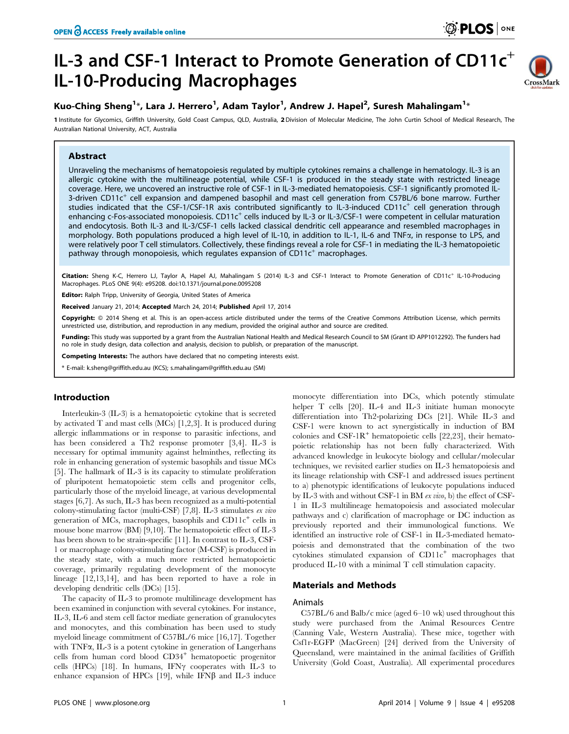# IL-3 and CSF-1 Interact to Promote Generation of CD11c⁺ IL-10-Producing Macrophages

Kuo-Ching Sheng[1]*, Lara J. Herrero[1], Adam Taylor[1], Andrew J. Hapel[2], Suresh Mahalingam[1]*

[1] Institute for Glycomics, Griffith University, Gold Coast Campus, QLD, Australia, [2] Division of Molecular Medicine, The John Curtin School of Medical Research, The Australian National University, ACT, Australia

## Abstract

Unraveling the mechanisms of hematopoiesis regulated by multiple cytokines remains a challenge in hematology. IL-3 is an allergic cytokine with the multilineage potential, while CSF-1 is produced in the steady state with restricted lineage coverage. Here, we uncovered an instructive role of CSF-1 in IL-3-mediated hematopoiesis. CSF-1 significantly promoted IL-3-driven CD11c⁺ cell expansion and dampened basophil and mast cell generation from C57BL/6 bone marrow. Further studies indicated that the CSF-1/CSF-1R axis contributed significantly to IL-3-induced CD11c⁺ cell generation through enhancing c-Fos-associated monopoiesis. CD11c⁺ cells induced by IL-3 or IL-3/CSF-1 were competent in cellular maturation and endocytosis. Both IL-3 and IL-3/CSF-1 cells lacked classical dendritic cell appearance and resembled macrophages in morphology. Both populations produced a high level of IL-10, in addition to IL-1, IL-6 and TNFα, in response to LPS, and were relatively poor T cell stimulators. Collectively, these findings reveal a role for CSF-1 in mediating the IL-3 hematopoietic pathway through monopoiesis, which regulates expansion of CD11c⁺ macrophages.

**Citation:** Sheng K-C, Herrero LJ, Taylor A, Hapel AJ, Mahalingam S (2014) IL-3 and CSF-1 Interact to Promote Generation of CD11c⁺ IL-10-Producing Macrophages. PLoS ONE 9(4): e95208. doi:10.1371/journal.pone.0095208

**Editor:** Ralph Tripp, University of Georgia, United States of America

**Received** January 21, 2014; **Accepted** March 24, 2014; **Published** April 17, 2014

**Copyright:** © 2014 Sheng et al. This is an open-access article distributed under the terms of the Creative Commons Attribution License, which permits unrestricted use, distribution, and reproduction in any medium, provided the original author and source are credited.

**Funding:** This study was supported by a grant from the Australian National Health and Medical Research Council to SM (Grant ID APP1012292). The funders had no role in study design, data collection and analysis, decision to publish, or preparation of the manuscript.

**Competing Interests:** The authors have declared that no competing interests exist.

\* E-mail: k.sheng@griffith.edu.au (KCS); s.mahalingam@griffith.edu.au (SM)

## Introduction

Interleukin-3 (IL-3) is a hematopoietic cytokine that is secreted by activated T and mast cells (MCs) [1,2,3]. It is produced during allergic inflammations or in response to parasitic infections, and has been considered a Th2 response promoter [3,4]. IL-3 is necessary for optimal immunity against helminthes, reflecting its role in enhancing generation of systemic basophils and tissue MCs [5]. The hallmark of IL-3 is its capacity to stimulate proliferation of pluripotent hematopoietic stem cells and progenitor cells, particularly those of the myeloid lineage, at various developmental stages [6,7]. As such, IL-3 has been recognized as a multi-potential colony-stimulating factor (multi-CSF) [7,8]. IL-3 stimulates *ex vivo* generation of MCs, macrophages, basophils and CD11c⁺ cells in mouse bone marrow (BM) [9,10]. The hematopoietic effect of IL-3 has been shown to be strain-specific [11]. In contrast to IL-3, CSF-1 or macrophage colony-stimulating factor (M-CSF) is produced in the steady state, with a much more restricted hematopoietic coverage, primarily regulating development of the monocyte lineage [12,13,14], and has been reported to have a role in developing dendritic cells (DCs) [15].

The capacity of IL-3 to promote multilineage development has been examined in conjunction with several cytokines. For instance, IL-3, IL-6 and stem cell factor mediate generation of granulocytes and monocytes, and this combination has been used to study myeloid lineage commitment of C57BL/6 mice [16,17]. Together with TNFα, IL-3 is a potent cytokine in generation of Langerhans cells from human cord blood CD34⁺ hematopoetic progenitor cells (HPCs) [18]. In humans, IFNγ cooperates with IL-3 to enhance expansion of HPCs [19], while IFNβ and IL-3 induce monocyte differentiation into DCs, which potently stimulate helper T cells [20]. IL-4 and IL-3 initiate human monocyte differentiation into Th2-polarizing DCs [21]. While IL-3 and CSF-1 were known to act synergistically in induction of BM colonies and CSF-1R⁺ hematopoietic cells [22,23], their hematopoietic relationship has not been fully characterized. With advanced knowledge in leukocyte biology and cellular/molecular techniques, we revisited earlier studies on IL-3 hematopoiesis and its lineage relationship with CSF-1 and addressed issues pertinent to a) phenotypic identifications of leukocyte populations induced by IL-3 with and without CSF-1 in BM *ex vivo*, b) the effect of CSF-1 in IL-3 multilineage hematopoiesis and associated molecular pathways and c) clarification of macrophage or DC induction as previously reported and their immunological functions. We identified an instructive role of CSF-1 in IL-3-mediated hematopoiesis and demonstrated that the combination of the two cytokines stimulated expansion of CD11c⁺ macrophages that produced IL-10 with a minimal T cell stimulation capacity.

## Materials and Methods

### Animals

C57BL/6 and Balb/c mice (aged 6–10 wk) used throughout this study were purchased from the Animal Resources Centre (Canning Vale, Western Australia). These mice, together with Csf1r-EGFP (MacGreen) [24] derived from the University of Queensland, were maintained in the animal facilities of Griffith University (Gold Coast, Australia). All experimental procedures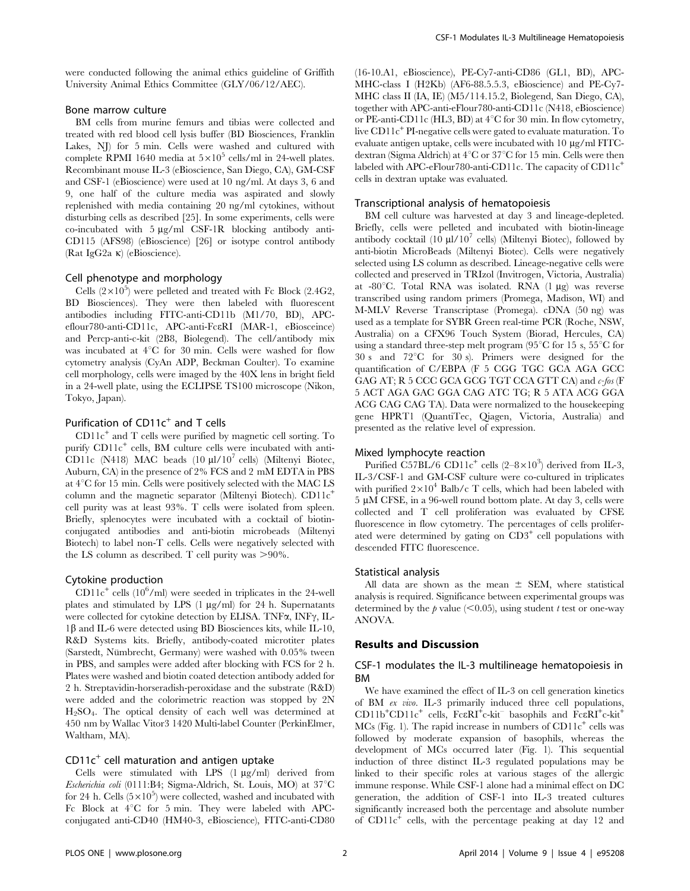were conducted following the animal ethics guideline of Griffith University Animal Ethics Committee (GLY/06/12/AEC).

### Bone marrow culture

BM cells from murine femurs and tibias were collected and treated with red blood cell lysis buffer (BD Biosciences, Franklin Lakes, NJ) for 5 min. Cells were washed and cultured with complete RPMI 1640 media at $5\times10^5$ cells/ml in 24-well plates. Recombinant mouse IL-3 (eBioscience, San Diego, CA), GM-CSF and CSF-1 (eBioscience) were used at 10 ng/ml. At days 3, 6 and 9, one half of the culture media was aspirated and slowly replenished with media containing 20 ng/ml cytokines, without disturbing cells as described [25]. In some experiments, cells were co-incubated with 5 µg/ml CSF-1R blocking antibody anti-CD115 (AFS98) (eBioscience) [26] or isotype control antibody (Rat IgG2a κ) (eBioscience).

### Cell phenotype and morphology

Cells ($2\times10^5$) were pelleted and treated with Fc Block (2.4G2, BD Biosciences). They were then labeled with fluorescent antibodies including FITC-anti-CD11b (M1/70, BD), APC-eflour780-anti-CD11c, APC-anti-FcεRI (MAR-1, eBiosceince) and Percp-anti-c-kit (2B8, Biolegend). The cell/antibody mix was incubated at 4°C for 30 min. Cells were washed for flow cytometry analysis (CyAn ADP, Beckman Coulter). To examine cell morphology, cells were imaged by the 40X lens in bright field in a 24-well plate, using the ECLIPSE TS100 microscope (Nikon, Tokyo, Japan).

### Purification of CD11c$^+$ and T cells

CD11c$^+$ and T cells were purified by magnetic cell sorting. To purify CD11c$^+$ cells, BM culture cells were incubated with anti-CD11c (N418) MAC beads (10 µl/$10^7$ cells) (Miltenyi Biotec, Auburn, CA) in the presence of 2% FCS and 2 mM EDTA in PBS at 4°C for 15 min. Cells were positively selected with the MAC LS column and the magnetic separator (Miltenyi Biotech). CD11c$^+$ cell purity was at least 93%. T cells were isolated from spleen. Briefly, splenocytes were incubated with a cocktail of biotin-conjugated antibodies and anti-biotin microbeads (Miltenyi Biotech) to label non-T cells. Cells were negatively selected with the LS column as described. T cell purity was >90%.

### Cytokine production

CD11c$^+$ cells ($10^6$/ml) were seeded in triplicates in the 24-well plates and stimulated by LPS (1 µg/ml) for 24 h. Supernatants were collected for cytokine detection by ELISA. TNFα, INFγ, IL-1β and IL-6 were detected using BD Biosciences kits, while IL-10, R&D Systems kits. Briefly, antibody-coated microtiter plates (Sarstedt, Nümbrecht, Germany) were washed with 0.05% tween in PBS, and samples were added after blocking with FCS for 2 h. Plates were washed and biotin coated detection antibody added for 2 h. Streptavidin-horseradish-peroxidase and the substrate (R&D) were added and the colorimetric reaction was stopped by 2N $H_2SO_4$. The optical density of each well was determined at 450 nm by Wallac Vitor3 1420 Multi-label Counter (PerkinElmer, Waltham, MA).

### CD11c$^+$ cell maturation and antigen uptake

Cells were stimulated with LPS (1 µg/ml) derived from *Escherichia coli* (0111:B4; Sigma-Aldrich, St. Louis, MO) at 37°C for 24 h. Cells ($5\times10^5$) were collected, washed and incubated with Fc Block at 4°C for 5 min. They were labeled with APC-conjugated anti-CD40 (HM40-3, eBioscience), FITC-anti-CD80 (16-10.A1, eBioscience), PE-Cy7-anti-CD86 (GL1, BD), APC-MHC-class I (H2Kb) (AF6-88.5.5.3, eBioscience) and PE-Cy7-MHC class II (IA, IE) (M5/114.15.2, Biolegend, San Diego, CA), together with APC-anti-eFlour780-anti-CD11c (N418, eBioscience) or PE-anti-CD11c (HL3, BD) at 4°C for 30 min. In flow cytometry, live CD11c$^+$ PI-negative cells were gated to evaluate maturation. To evaluate antigen uptake, cells were incubated with 10 µg/ml FITC-dextran (Sigma Aldrich) at 4°C or 37°C for 15 min. Cells were then labeled with APC-eFlour780-anti-CD11c. The capacity of CD11c$^+$ cells in dextran uptake was evaluated.

### Transcriptional analysis of hematopoiesis

BM cell culture was harvested at day 3 and lineage-depleted. Briefly, cells were pelleted and incubated with biotin-lineage antibody cocktail (10 µl/$10^7$ cells) (Miltenyi Biotec), followed by anti-biotin MicroBeads (Miltenyi Biotec). Cells were negatively selected using LS column as described. Lineage-negative cells were collected and preserved in TRIzol (Invitrogen, Victoria, Australia) at -80°C. Total RNA was isolated. RNA (1 µg) was reverse transcribed using random primers (Promega, Madison, WI) and M-MLV Reverse Transcriptase (Promega). cDNA (50 ng) was used as a template for SYBR Green real-time PCR (Roche, NSW, Australia) on a CFX96 Touch System (Biorad, Hercules, CA) using a standard three-step melt program (95°C for 15 s, 55°C for 30 s and 72°C for 30 s). Primers were designed for the quantification of C/EBPA (F 5 CGG TGC GCA AGA GCC GAG AT; R 5 CCC GCA GCG TGT CCA GTT CA) and *c-fos* (F 5 ACT AGA GAC GGA CAG ATC TG; R 5 ATA ACG GGA ACG CAG CAG TA). Data were normalized to the housekeeping gene HPRT1 (QuantiTec, Qiagen, Victoria, Australia) and presented as the relative level of expression.

### Mixed lymphocyte reaction

Purified C57BL/6 CD11c$^+$ cells ($2$–$8\times10^3$) derived from IL-3, IL-3/CSF-1 and GM-CSF culture were co-cultured in triplicates with purified $2\times10^4$ Balb/c T cells, which had been labeled with 5 µM CFSE, in a 96-well round bottom plate. At day 3, cells were collected and T cell proliferation was evaluated by CFSE fluorescence in flow cytometry. The percentages of cells proliferated were determined by gating on CD3$^+$ cell populations with descended FITC fluorescence.

### Statistical analysis

All data are shown as the mean ± SEM, where statistical analysis is required. Significance between experimental groups was determined by the $p$ value ($<0.05$), using student $t$ test or one-way ANOVA.

## Results and Discussion

### CSF-1 modulates the IL-3 multilineage hematopoiesis in BM

We have examined the effect of IL-3 on cell generation kinetics of BM *ex vivo*. IL-3 primarily induced three cell populations, CD11b$^+$CD11c$^+$ cells, FcεRI$^+$c-kit$^-$ basophils and FcεRI$^+$c-kit$^+$ MCs (Fig. 1). The rapid increase in numbers of CD11c$^+$ cells was followed by moderate expansion of basophils, whereas the development of MCs occurred later (Fig. 1). This sequential induction of three distinct IL-3 regulated populations may be linked to their specific roles at various stages of the allergic immune response. While CSF-1 alone had a minimal effect on DC generation, the addition of CSF-1 into IL-3 treated cultures significantly increased both the percentage and absolute number of CD11c$^+$ cells, with the percentage peaking at day 12 and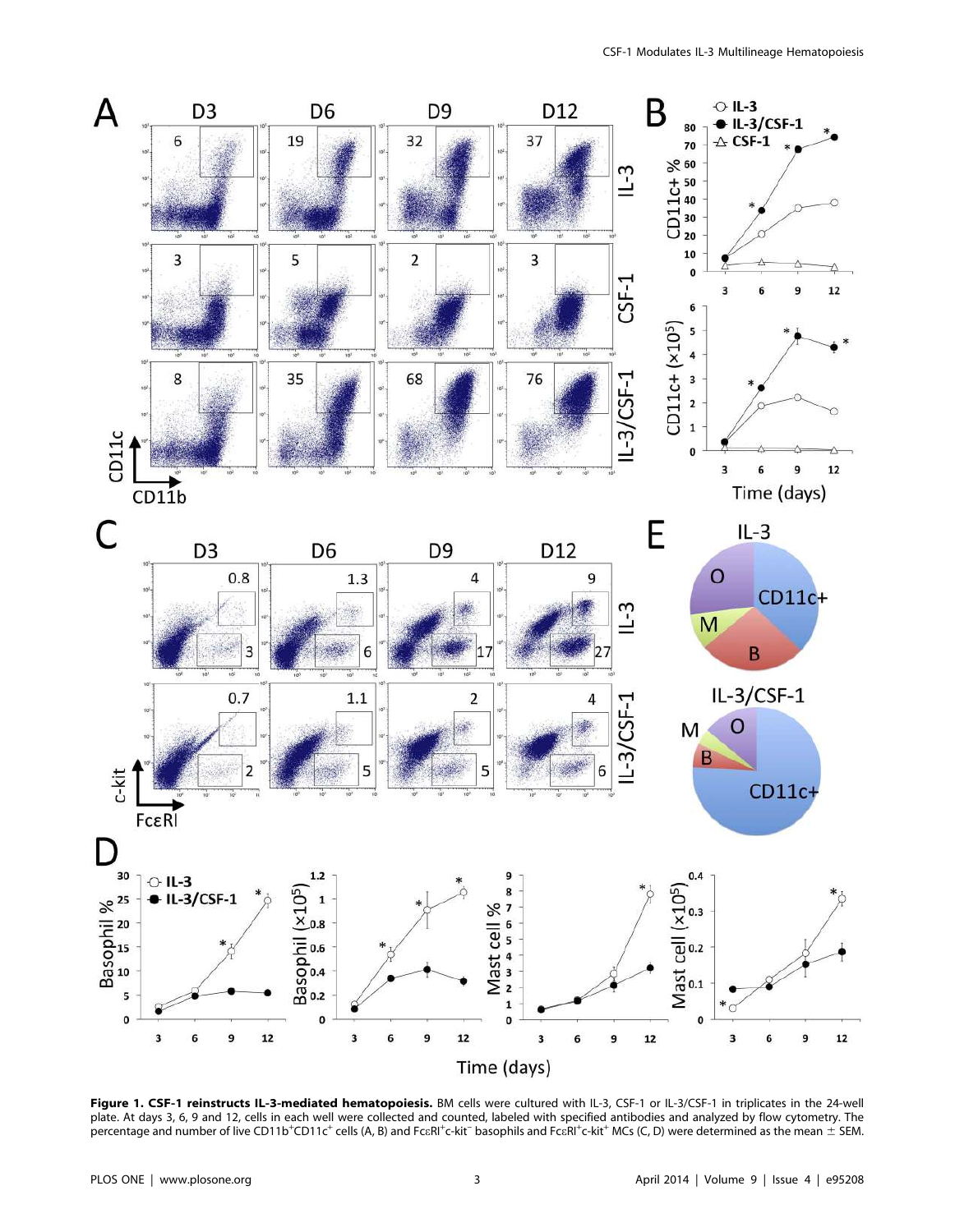**Figure 1. CSF-1 reinstructs IL-3-mediated hematopoiesis.** BM cells were cultured with IL-3, CSF-1 or IL-3/CSF-1 in triplicates in the 24-well plate. At days 3, 6, 9 and 12, cells in each well were collected and counted, labeled with specified antibodies and analyzed by flow cytometry. The percentage and number of live $CD11b^{+}CD11c^{+}$ cells (A, B) and $Fc\epsilon RI^{+}c\text{-}kit^{-}$ basophils and $Fc\epsilon RI^{+}c\text{-}kit^{+}$ MCs (C, D) were determined as the mean ± SEM.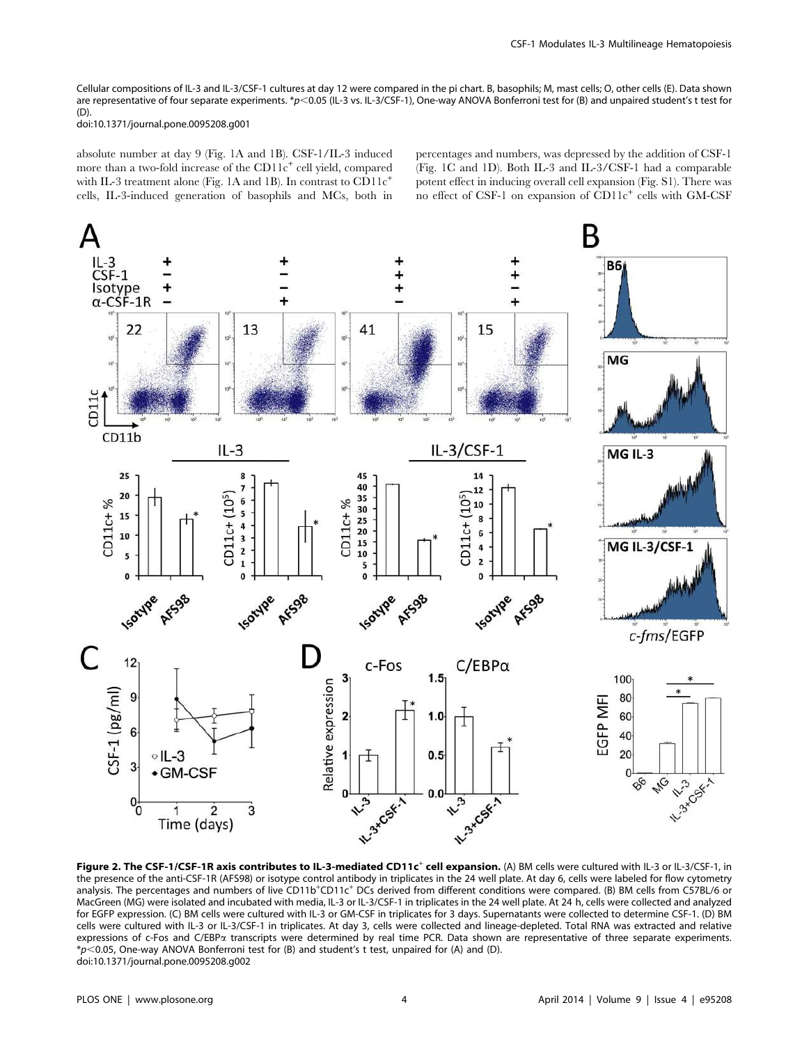Cellular compositions of IL-3 and IL-3/CSF-1 cultures at day 12 were compared in the pi chart. B, basophils; M, mast cells; O, other cells (E). Data shown are representative of four separate experiments. *$p<0.05$ (IL-3 vs. IL-3/CSF-1), One-way ANOVA Bonferroni test for (B) and unpaired student's t test for (D).
doi:10.1371/journal.pone.0095208.g001

absolute number at day 9 (Fig. 1A and 1B). CSF-1/IL-3 induced more than a two-fold increase of the CD11c$^{+}$ cell yield, compared with IL-3 treatment alone (Fig. 1A and 1B). In contrast to CD11c$^{+}$ cells, IL-3-induced generation of basophils and MCs, both in percentages and numbers, was depressed by the addition of CSF-1 (Fig. 1C and 1D). Both IL-3 and IL-3/CSF-1 had a comparable potent effect in inducing overall cell expansion (Fig. S1). There was no effect of CSF-1 on expansion of CD11c$^{+}$ cells with GM-CSF

**Figure 2. The CSF-1/CSF-1R axis contributes to IL-3-mediated CD11c$^{+}$ cell expansion.** (A) BM cells were cultured with IL-3 or IL-3/CSF-1, in the presence of the anti-CSF-1R (AFS98) or isotype control antibody in triplicates in the 24 well plate. At day 6, cells were labeled for flow cytometry analysis. The percentages and numbers of live CD11b$^{+}$CD11c$^{+}$ DCs derived from different conditions were compared. (B) BM cells from C57BL/6 or MacGreen (MG) were isolated and incubated with media, IL-3 or IL-3/CSF-1 in triplicates in the 24 well plate. At 24 h, cells were collected and analyzed for EGFP expression. (C) BM cells were cultured with IL-3 or GM-CSF in triplicates for 3 days. Supernatants were collected to determine CSF-1. (D) BM cells were cultured with IL-3 or IL-3/CSF-1 in triplicates. At day 3, cells were collected and lineage-depleted. Total RNA was extracted and relative expressions of c-Fos and C/EBPα transcripts were determined by real time PCR. Data shown are representative of three separate experiments. *$p<0.05$, One-way ANOVA Bonferroni test for (B) and student's t test, unpaired for (A) and (D).
doi:10.1371/journal.pone.0095208.g002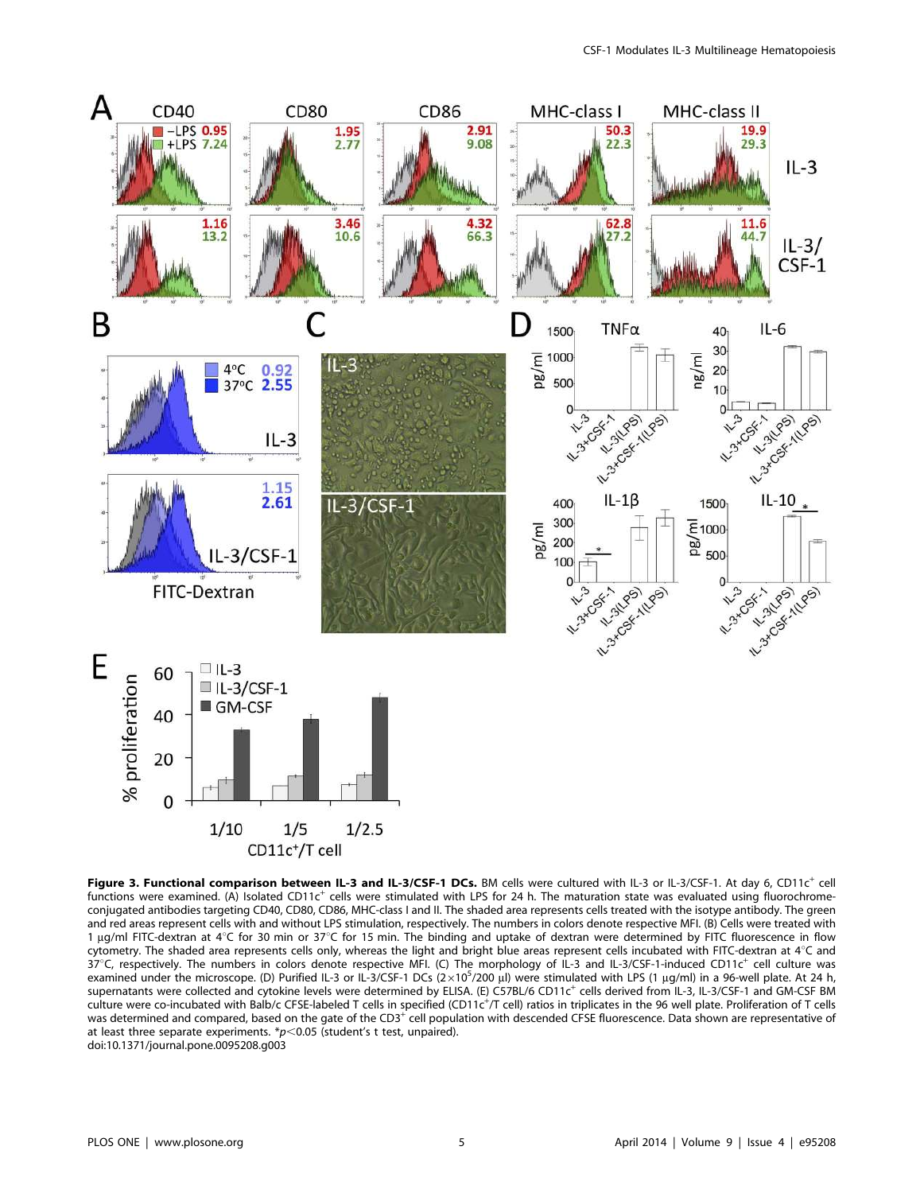**Figure 3. Functional comparison between IL-3 and IL-3/CSF-1 DCs.** BM cells were cultured with IL-3 or IL-3/CSF-1. At day 6, CD11c$^{+}$ cell functions were examined. (A) Isolated CD11c$^{+}$ cells were stimulated with LPS for 24 h. The maturation state was evaluated using fluorochrome-conjugated antibodies targeting CD40, CD80, CD86, MHC-class I and II. The shaded area represents cells treated with the isotype antibody. The green and red areas represent cells with and without LPS stimulation, respectively. The numbers in colors denote respective MFI. (B) Cells were treated with 1 µg/ml FITC-dextran at 4°C for 30 min or 37°C for 15 min. The binding and uptake of dextran were determined by FITC fluorescence in flow cytometry. The shaded area represents cells only, whereas the light and bright blue areas represent cells incubated with FITC-dextran at 4°C and 37°C, respectively. The numbers in colors denote respective MFI. (C) The morphology of IL-3 and IL-3/CSF-1-induced CD11c$^{+}$ cell culture was examined under the microscope. (D) Purified IL-3 or IL-3/CSF-1 DCs ($2\times10^{5}$/200 µl) were stimulated with LPS (1 µg/ml) in a 96-well plate. At 24 h, supernatants were collected and cytokine levels were determined by ELISA. (E) C57BL/6 CD11c$^{+}$ cells derived from IL-3, IL-3/CSF-1 and GM-CSF BM culture were co-incubated with Balb/c CFSE-labeled T cells in specified (CD11c$^{+}$/T cell) ratios in triplicates in the 96 well plate. Proliferation of T cells was determined and compared, based on the gate of the CD3$^{+}$ cell population with descended CFSE fluorescence. Data shown are representative of at least three separate experiments. *$p<0.05$ (student's t test, unpaired).
doi:10.1371/journal.pone.0095208.g003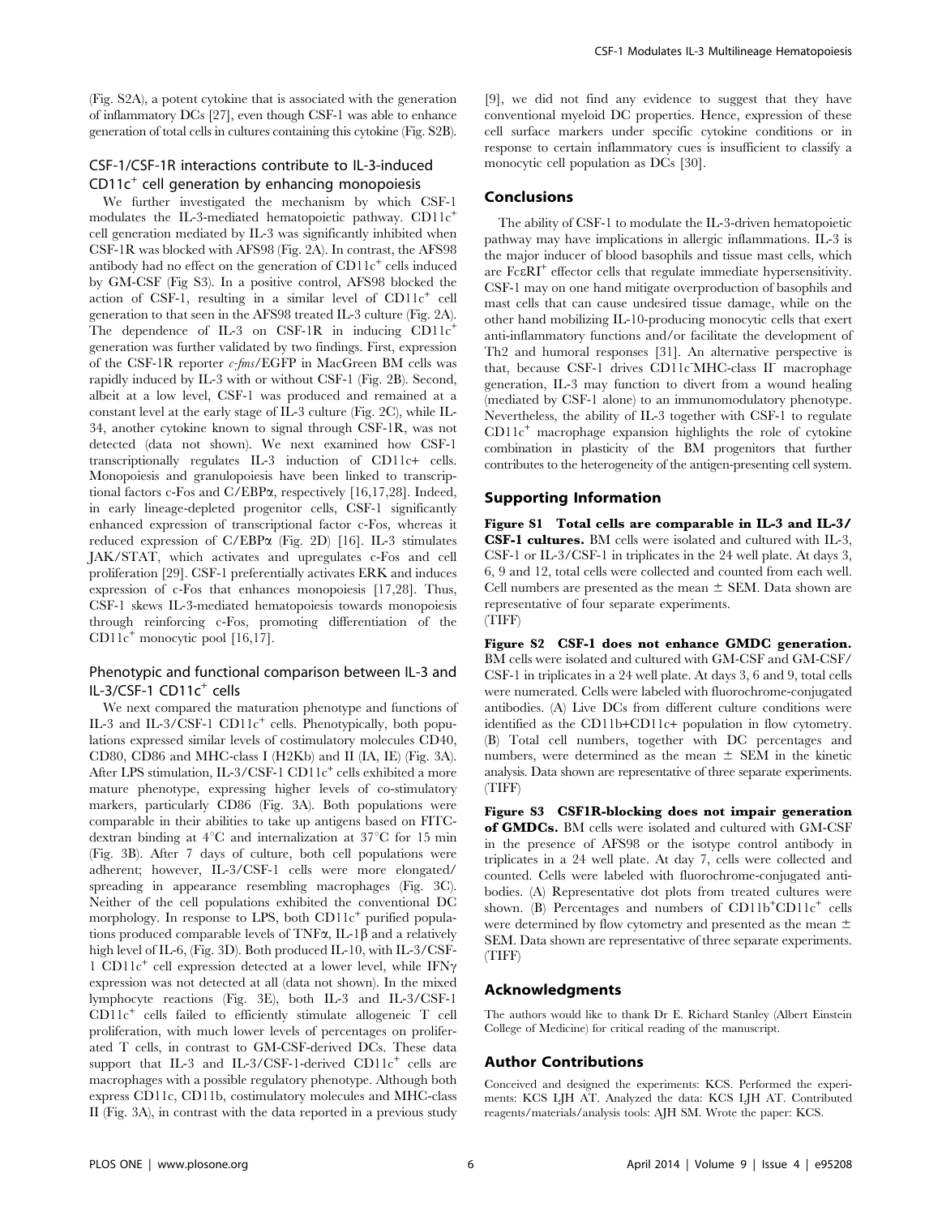(Fig. S2A), a potent cytokine that is associated with the generation of inflammatory DCs [27], even though CSF-1 was able to enhance generation of total cells in cultures containing this cytokine (Fig. S2B).

## CSF-1/CSF-1R interactions contribute to IL-3-induced CD11c$^+$ cell generation by enhancing monopoiesis

We further investigated the mechanism by which CSF-1 modulates the IL-3-mediated hematopoietic pathway. CD11c$^+$ cell generation mediated by IL-3 was significantly inhibited when CSF-1R was blocked with AFS98 (Fig. 2A). In contrast, the AFS98 antibody had no effect on the generation of CD11c$^+$ cells induced by GM-CSF (Fig S3). In a positive control, AFS98 blocked the action of CSF-1, resulting in a similar level of CD11c$^+$ cell generation to that seen in the AFS98 treated IL-3 culture (Fig. 2A). The dependence of IL-3 on CSF-1R in inducing CD11c$^+$ generation was further validated by two findings. First, expression of the CSF-1R reporter *c-fms*/EGFP in MacGreen BM cells was rapidly induced by IL-3 with or without CSF-1 (Fig. 2B). Second, albeit at a low level, CSF-1 was produced and remained at a constant level at the early stage of IL-3 culture (Fig. 2C), while IL-34, another cytokine known to signal through CSF-1R, was not detected (data not shown). We next examined how CSF-1 transcriptionally regulates IL-3 induction of CD11c+ cells. Monopoiesis and granulopoiesis have been linked to transcriptional factors c-Fos and C/EBPα, respectively [16,17,28]. Indeed, in early lineage-depleted progenitor cells, CSF-1 significantly enhanced expression of transcriptional factor c-Fos, whereas it reduced expression of C/EBPα (Fig. 2D) [16]. IL-3 stimulates JAK/STAT, which activates and upregulates c-Fos and cell proliferation [29]. CSF-1 preferentially activates ERK and induces expression of c-Fos that enhances monopoiesis [17,28]. Thus, CSF-1 skews IL-3-mediated hematopoiesis towards monopoiesis through reinforcing c-Fos, promoting differentiation of the CD11c$^+$ monocytic pool [16,17].

## Phenotypic and functional comparison between IL-3 and IL-3/CSF-1 CD11c$^+$ cells

We next compared the maturation phenotype and functions of IL-3 and IL-3/CSF-1 CD11c$^+$ cells. Phenotypically, both populations expressed similar levels of costimulatory molecules CD40, CD80, CD86 and MHC-class I (H2Kb) and II (IA, IE) (Fig. 3A). After LPS stimulation, IL-3/CSF-1 CD11c$^+$ cells exhibited a more mature phenotype, expressing higher levels of co-stimulatory markers, particularly CD86 (Fig. 3A). Both populations were comparable in their abilities to take up antigens based on FITC-dextran binding at 4°C and internalization at 37°C for 15 min (Fig. 3B). After 7 days of culture, both cell populations were adherent; however, IL-3/CSF-1 cells were more elongated/spreading in appearance resembling macrophages (Fig. 3C). Neither of the cell populations exhibited the conventional DC morphology. In response to LPS, both CD11c$^+$ purified populations produced comparable levels of TNFα, IL-1β and a relatively high level of IL-6, (Fig. 3D). Both produced IL-10, with IL-3/CSF-1 CD11c$^+$ cell expression detected at a lower level, while IFNγ expression was not detected at all (data not shown). In the mixed lymphocyte reactions (Fig. 3E), both IL-3 and IL-3/CSF-1 CD11c$^+$ cells failed to efficiently stimulate allogeneic T cell proliferation, with much lower levels of percentages on proliferated T cells, in contrast to GM-CSF-derived DCs. These data support that IL-3 and IL-3/CSF-1-derived CD11c$^+$ cells are macrophages with a possible regulatory phenotype. Although both express CD11c, CD11b, costimulatory molecules and MHC-class II (Fig. 3A), in contrast with the data reported in a previous study [9], we did not find any evidence to suggest that they have conventional myeloid DC properties. Hence, expression of these cell surface markers under specific cytokine conditions or in response to certain inflammatory cues is insufficient to classify a monocytic cell population as DCs [30].

## Conclusions

The ability of CSF-1 to modulate the IL-3-driven hematopoietic pathway may have implications in allergic inflammations. IL-3 is the major inducer of blood basophils and tissue mast cells, which are FcεRI$^+$ effector cells that regulate immediate hypersensitivity. CSF-1 may on one hand mitigate overproduction of basophils and mast cells that can cause undesired tissue damage, while on the other hand mobilizing IL-10-producing monocytic cells that exert anti-inflammatory functions and/or facilitate the development of Th2 and humoral responses [31]. An alternative perspective is that, because CSF-1 drives CD11c$^-$MHC-class II$^-$ macrophage generation, IL-3 may function to divert from a wound healing (mediated by CSF-1 alone) to an immunomodulatory phenotype. Nevertheless, the ability of IL-3 together with CSF-1 to regulate CD11c$^+$ macrophage expansion highlights the role of cytokine combination in plasticity of the BM progenitors that further contributes to the heterogeneity of the antigen-presenting cell system.

## Supporting Information

**Figure S1 Total cells are comparable in IL-3 and IL-3/CSF-1 cultures.** BM cells were isolated and cultured with IL-3, CSF-1 or IL-3/CSF-1 in triplicates in the 24 well plate. At days 3, 6, 9 and 12, total cells were collected and counted from each well. Cell numbers are presented as the mean ± SEM. Data shown are representative of four separate experiments.
(TIFF)

**Figure S2 CSF-1 does not enhance GMDC generation.** BM cells were isolated and cultured with GM-CSF and GM-CSF/CSF-1 in triplicates in a 24 well plate. At days 3, 6 and 9, total cells were numerated. Cells were labeled with fluorochrome-conjugated antibodies. (A) Live DCs from different culture conditions were identified as the CD11b+CD11c+ population in flow cytometry. (B) Total cell numbers, together with DC percentages and numbers, were determined as the mean ± SEM in the kinetic analysis. Data shown are representative of three separate experiments.
(TIFF)

**Figure S3 CSF1R-blocking does not impair generation of GMDCs.** BM cells were isolated and cultured with GM-CSF in the presence of AFS98 or the isotype control antibody in triplicates in a 24 well plate. At day 7, cells were collected and counted. Cells were labeled with fluorochrome-conjugated antibodies. (A) Representative dot plots from treated cultures were shown. (B) Percentages and numbers of CD11b$^+$CD11c$^+$ cells were determined by flow cytometry and presented as the mean ± SEM. Data shown are representative of three separate experiments.
(TIFF)

## Acknowledgments

The authors would like to thank Dr E. Richard Stanley (Albert Einstein College of Medicine) for critical reading of the manuscript.

## Author Contributions

Conceived and designed the experiments: KCS. Performed the experiments: KCS LJH AT. Analyzed the data: KCS LJH AT. Contributed reagents/materials/analysis tools: AJH SM. Wrote the paper: KCS.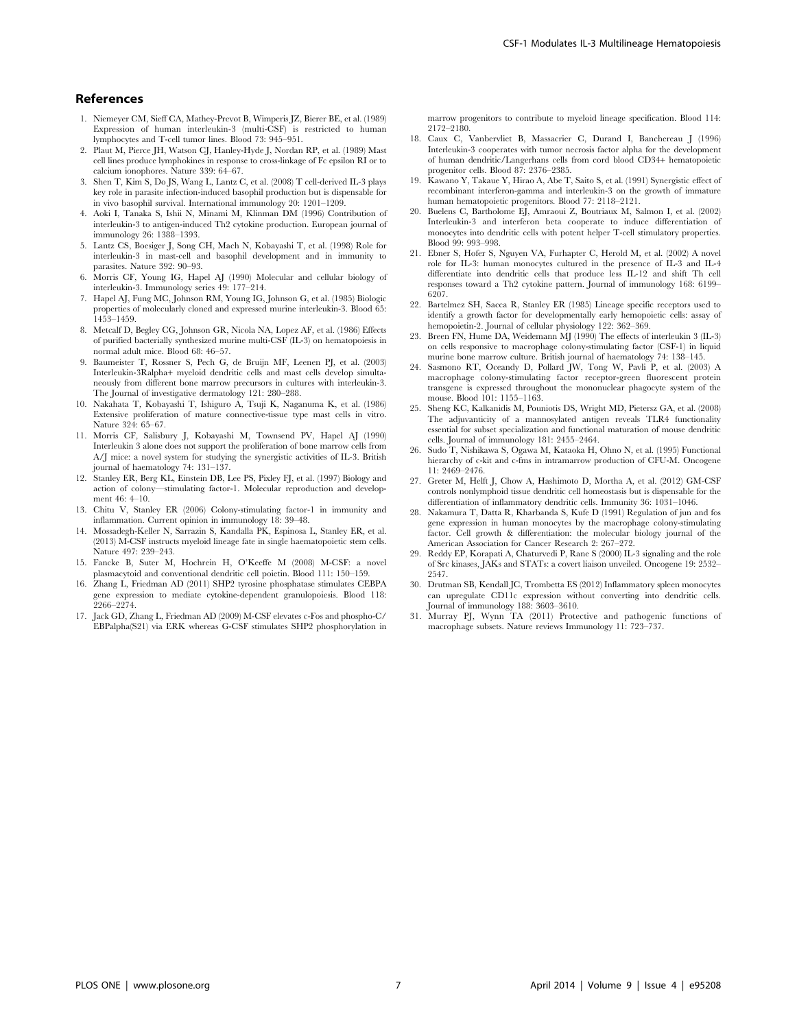## References

1. Niemeyer CM, Sieff CA, Mathey-Prevot B, Wimperis JZ, Bierer BE, et al. (1989) Expression of human interleukin-3 (multi-CSF) is restricted to human lymphocytes and T-cell tumor lines. Blood 73: 945–951.
2. Plaut M, Pierce JH, Watson CJ, Hanley-Hyde J, Nordan RP, et al. (1989) Mast cell lines produce lymphokines in response to cross-linkage of Fc epsilon RI or to calcium ionophores. Nature 339: 64–67.
3. Shen T, Kim S, Do JS, Wang L, Lantz C, et al. (2008) T cell-derived IL-3 plays key role in parasite infection-induced basophil production but is dispensable for in vivo basophil survival. International immunology 20: 1201–1209.
4. Aoki I, Tanaka S, Ishii N, Minami M, Klinman DM (1996) Contribution of interleukin-3 to antigen-induced Th2 cytokine production. European journal of immunology 26: 1388–1393.
5. Lantz CS, Boesiger J, Song CH, Mach N, Kobayashi T, et al. (1998) Role for interleukin-3 in mast-cell and basophil development and in immunity to parasites. Nature 392: 90–93.
6. Morris CF, Young IG, Hapel AJ (1990) Molecular and cellular biology of interleukin-3. Immunology series 49: 177–214.
7. Hapel AJ, Fung MC, Johnson RM, Young IG, Johnson G, et al. (1985) Biologic properties of molecularly cloned and expressed murine interleukin-3. Blood 65: 1453–1459.
8. Metcalf D, Begley CG, Johnson GR, Nicola NA, Lopez AF, et al. (1986) Effects of purified bacterially synthesized murine multi-CSF (IL-3) on hematopoiesis in normal adult mice. Blood 68: 46–57.
9. Baumeister T, Rossner S, Pech G, de Bruijn MF, Leenen PJ, et al. (2003) Interleukin-3Ralpha+ myeloid dendritic cells and mast cells develop simultaneously from different bone marrow precursors in cultures with interleukin-3. The Journal of investigative dermatology 121: 280–288.
10. Nakahata T, Kobayashi T, Ishiguro A, Tsuji K, Naganuma K, et al. (1986) Extensive proliferation of mature connective-tissue type mast cells in vitro. Nature 324: 65–67.
11. Morris CF, Salisbury J, Kobayashi M, Townsend PV, Hapel AJ (1990) Interleukin 3 alone does not support the proliferation of bone marrow cells from A/J mice: a novel system for studying the synergistic activities of IL-3. British journal of haematology 74: 131–137.
12. Stanley ER, Berg KL, Einstein DB, Lee PS, Pixley FJ, et al. (1997) Biology and action of colony—stimulating factor-1. Molecular reproduction and development 46: 4–10.
13. Chitu V, Stanley ER (2006) Colony-stimulating factor-1 in immunity and inflammation. Current opinion in immunology 18: 39–48.
14. Mossadegh-Keller N, Sarrazin S, Kandalla PK, Espinosa L, Stanley ER, et al. (2013) M-CSF instructs myeloid lineage fate in single haematopoietic stem cells. Nature 497: 239–243.
15. Fancke B, Suter M, Hochrein H, O'Keeffe M (2008) M-CSF: a novel plasmacytoid and conventional dendritic cell poietin. Blood 111: 150–159.
16. Zhang L, Friedman AD (2011) SHP2 tyrosine phosphatase stimulates CEBPA gene expression to mediate cytokine-dependent granulopoiesis. Blood 118: 2266–2274.
17. Jack GD, Zhang L, Friedman AD (2009) M-CSF elevates c-Fos and phospho-C/EBPalpha(S21) via ERK whereas G-CSF stimulates SHP2 phosphorylation in marrow progenitors to contribute to myeloid lineage specification. Blood 114: 2172–2180.
18. Caux C, Vanbervliet B, Massacrier C, Durand I, Banchereau J (1996) Interleukin-3 cooperates with tumor necrosis factor alpha for the development of human dendritic/Langerhans cells from cord blood CD34+ hematopoietic progenitor cells. Blood 87: 2376–2385.
19. Kawano Y, Takaue Y, Hirao A, Abe T, Saito S, et al. (1991) Synergistic effect of recombinant interferon-gamma and interleukin-3 on the growth of immature human hematopoietic progenitors. Blood 77: 2118–2121.
20. Buelens C, Bartholome EJ, Amraoui Z, Boutriaux M, Salmon I, et al. (2002) Interleukin-3 and interferon beta cooperate to induce differentiation of monocytes into dendritic cells with potent helper T-cell stimulatory properties. Blood 99: 993–998.
21. Ebner S, Hofer S, Nguyen VA, Furhapter C, Herold M, et al. (2002) A novel role for IL-3: human monocytes cultured in the presence of IL-3 and IL-4 differentiate into dendritic cells that produce less IL-12 and shift Th cell responses toward a Th2 cytokine pattern. Journal of immunology 168: 6199–6207.
22. Bartelmez SH, Sacca R, Stanley ER (1985) Lineage specific receptors used to identify a growth factor for developmentally early hemopoietic cells: assay of hemopoietin-2. Journal of cellular physiology 122: 362–369.
23. Breen FN, Hume DA, Weidemann MJ (1990) The effects of interleukin 3 (IL-3) on cells responsive to macrophage colony-stimulating factor (CSF-1) in liquid murine bone marrow culture. British journal of haematology 74: 138–145.
24. Sasmono RT, Oceandy D, Pollard JW, Tong W, Pavli P, et al. (2003) A macrophage colony-stimulating factor receptor-green fluorescent protein transgene is expressed throughout the mononuclear phagocyte system of the mouse. Blood 101: 1155–1163.
25. Sheng KC, Kalkanidis M, Pouniotis DS, Wright MD, Pietersz GA, et al. (2008) The adjuvanticity of a mannosylated antigen reveals TLR4 functionality essential for subset specialization and functional maturation of mouse dendritic cells. Journal of immunology 181: 2455–2464.
26. Sudo T, Nishikawa S, Ogawa M, Kataoka H, Ohno N, et al. (1995) Functional hierarchy of c-kit and c-fms in intramarrow production of CFU-M. Oncogene 11: 2469–2476.
27. Greter M, Helft J, Chow A, Hashimoto D, Mortha A, et al. (2012) GM-CSF controls nonlymphoid tissue dendritic cell homeostasis but is dispensable for the differentiation of inflammatory dendritic cells. Immunity 36: 1031–1046.
28. Nakamura T, Datta R, Kharbanda S, Kufe D (1991) Regulation of jun and fos gene expression in human monocytes by the macrophage colony-stimulating factor. Cell growth & differentiation: the molecular biology journal of the American Association for Cancer Research 2: 267–272.
29. Reddy EP, Korapati A, Chaturvedi P, Rane S (2000) IL-3 signaling and the role of Src kinases, JAKs and STATs: a covert liaison unveiled. Oncogene 19: 2532–2547.
30. Drutman SB, Kendall JC, Trombetta ES (2012) Inflammatory spleen monocytes can upregulate CD11c expression without converting into dendritic cells. Journal of immunology 188: 3603–3610.
31. Murray PJ, Wynn TA (2011) Protective and pathogenic functions of macrophage subsets. Nature reviews Immunology 11: 723–737.